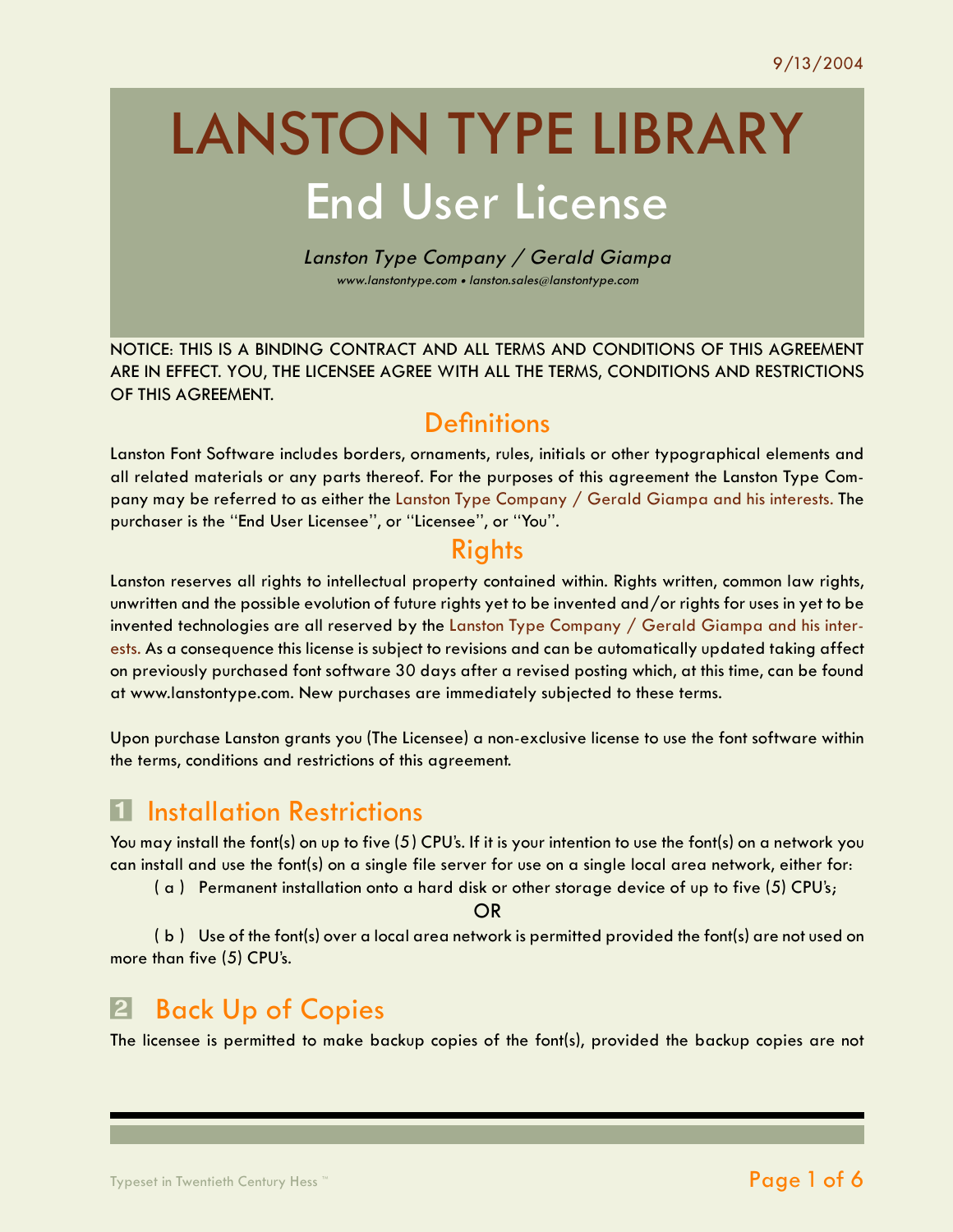9/13/2004

# LANSTON TYPE LIBRARY

## End User License

*Lanston Type Company / Gerald Giampa*

*www.lanstontype.com • lanston.sales@lanstontype.com*

NOTICE: THIS IS A BINDING CONTRACT AND ALL TERMS AND CONDITIONS OF THIS AGREEMENT ARE IN EFFECT. YOU, THE LICENSEE AGREE WITH ALL THE TERMS, CONDITIONS AND RESTRICTIONS OF THIS AGREEMENT.

## Definitions

Lanston Font Software includes borders, ornaments, rules, initials or other typographical elements and all related materials or any parts thereof. For the purposes of this agreement the Lanston Type Company may be referred to as either the Lanston Type Company / Gerald Giampa and his interests. The purchaser is the "End User Licensee", or "Licensee", or "You".

## Rights

Lanston reserves all rights to intellectual property contained within. Rights written, common law rights, unwritten and the possible evolution of future rights yet to be invented and/or rights for uses in yet to be invented technologies are all reserved by the Lanston Type Company / Gerald Giampa and his interests. As a consequence this license is subject to revisions and can be automatically updated taking affect on previously purchased font software 30 days after a revised posting which, at this time, can be found at www.lanstontype.com. New purchases are immediately subjected to these terms.

Upon purchase Lanston grants you (The Licensee) a non-exclusive license to use the font software within the terms, conditions and restrictions of this agreement.

## 1 Installation Restrictions

You may install the font(s) on up to five (5) CPU's. If it is your intention to use the font(s) on a network you can install and use the font(s) on a single file server for use on a single local area network, either for:

( a ) Permanent installation onto a hard disk or other storage device of up to five (5) CPU's;

OR

( b ) Use of the font(s) over a local area network is permitted provided the font(s) are not used on more than five (5) CPU's.

## 2 Back Up of Copies

The licensee is permitted to make backup copies of the font(s), provided the backup copies are not

Typeset in Twentieth Century Hess ™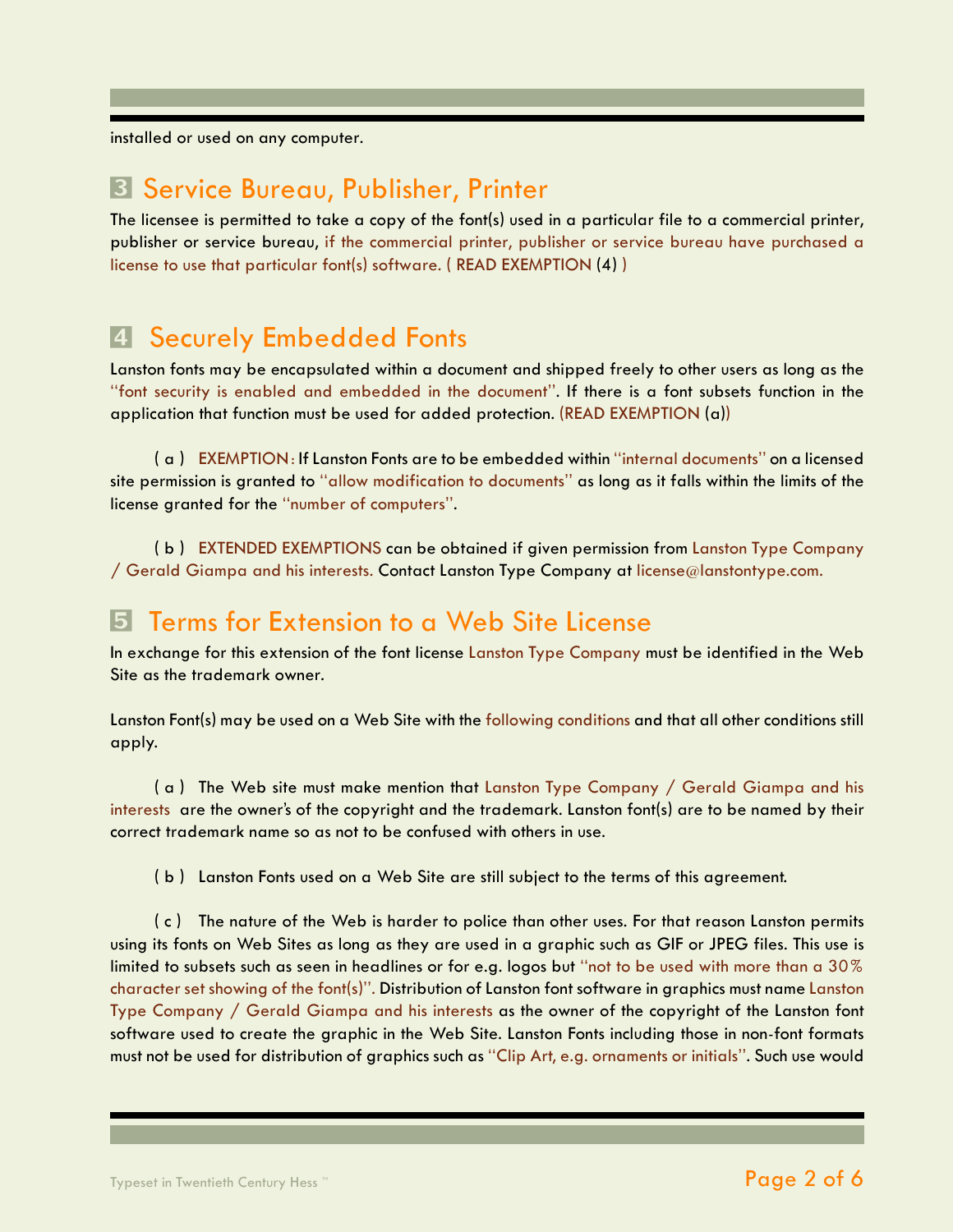installed or used on any computer.

## 3 Service Bureau, Publisher, Printer

The licensee is permitted to take a copy of the font(s) used in a particular file to a commercial printer, publisher or service bureau, if the commercial printer, publisher or service bureau have purchased a license to use that particular font(s) software. ( READ EXEMPTION (4) )

## 4 Securely Embedded Fonts

Lanston fonts may be encapsulated within a document and shipped freely to other users as long as the "font security is enabled and embedded in the document". If there is a font subsets function in the application that function must be used for added protection. (READ EXEMPTION (a))

( a ) EXEMPTION: If Lanston Fonts are to be embedded within "internal documents" on a licensed site permission is granted to "allow modification to documents" as long as it falls within the limits of the license granted for the "number of computers".

( b ) EXTENDED EXEMPTIONS can be obtained if given permission from Lanston Type Company / Gerald Giampa and his interests. Contact Lanston Type Company at license@lanstontype.com.

## 5 Terms for Extension to a Web Site License

In exchange for this extension of the font license Lanston Type Company must be identified in the Web Site as the trademark owner.

Lanston Font(s) may be used on a Web Site with the following conditions and that all other conditions still apply.

( a ) The Web site must make mention that Lanston Type Company / Gerald Giampa and his interests are the owner's of the copyright and the trademark. Lanston font(s) are to be named by their correct trademark name so as not to be confused with others in use.

( b ) Lanston Fonts used on a Web Site are still subject to the terms of this agreement.

( c ) The nature of the Web is harder to police than other uses. For that reason Lanston permits using its fonts on Web Sites as long as they are used in a graphic such as GIF or JPEG files. This use is limited to subsets such as seen in headlines or for e.g. logos but "not to be used with more than a 30% character set showing of the font(s)". Distribution of Lanston font software in graphics must name Lanston Type Company / Gerald Giampa and his interests as the owner of the copyright of the Lanston font software used to create the graphic in the Web Site. Lanston Fonts including those in non-font formats must not be used for distribution of graphics such as "Clip Art, e.g. ornaments or initials". Such use would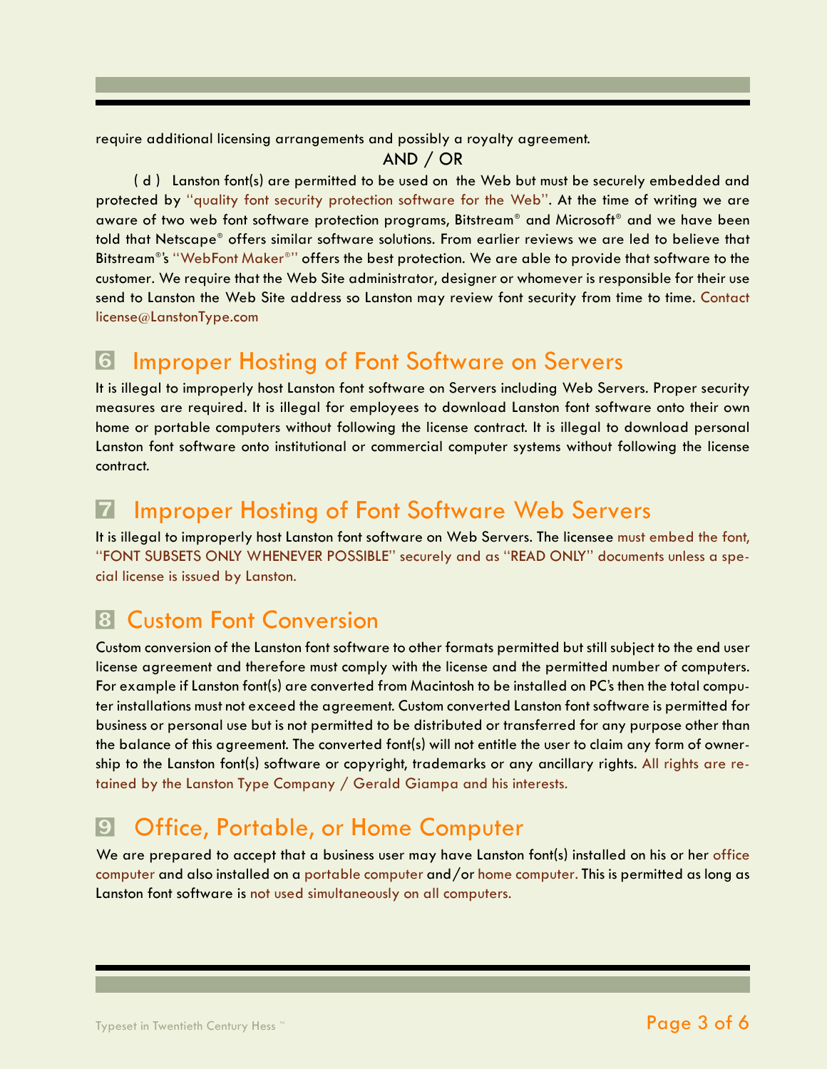require additional licensing arrangements and possibly a royalty agreement.

AND / OR

( d ) Lanston font(s) are permitted to be used on the Web but must be securely embedded and protected by "quality font security protection software for the Web". At the time of writing we are aware of two web font software protection programs, Bitstream® and Microsoft® and we have been told that Netscape® offers similar software solutions. From earlier reviews we are led to believe that Bitstream®'s "WebFont Maker®" offers the best protection. We are able to provide that software to the customer. We require that the Web Site administrator, designer or whomever is responsible for their use send to Lanston the Web Site address so Lanston may review font security from time to time. Contact license@LanstonType.com

## 6 Improper Hosting of Font Software on Servers

It is illegal to improperly host Lanston font software on Servers including Web Servers. Proper security measures are required. It is illegal for employees to download Lanston font software onto their own home or portable computers without following the license contract. It is illegal to download personal Lanston font software onto institutional or commercial computer systems without following the license contract.

## 7 Improper Hosting of Font Software Web Servers

It is illegal to improperly host Lanston font software on Web Servers. The licensee must embed the font, "FONT SUBSETS ONLY WHENEVER POSSIBLE" securely and as "READ ONLY" documents unless a special license is issued by Lanston.

## 8 Custom Font Conversion

Custom conversion of the Lanston font software to other formats permitted but still subject to the end user license agreement and therefore must comply with the license and the permitted number of computers. For example if Lanston font(s) are converted from Macintosh to be installed on PC's then the total computer installations must not exceed the agreement. Custom converted Lanston font software is permitted for business or personal use but is not permitted to be distributed or transferred for any purpose other than the balance of this agreement. The converted font(s) will not entitle the user to claim any form of ownership to the Lanston font(s) software or copyright, trademarks or any ancillary rights. All rights are retained by the Lanston Type Company / Gerald Giampa and his interests.

## 9 Office, Portable, or Home Computer

We are prepared to accept that a business user may have Lanston font(s) installed on his or her office computer and also installed on a portable computer and/or home computer. This is permitted as long as Lanston font software is not used simultaneously on all computers.

Typeset in Twentieth Century Hess ™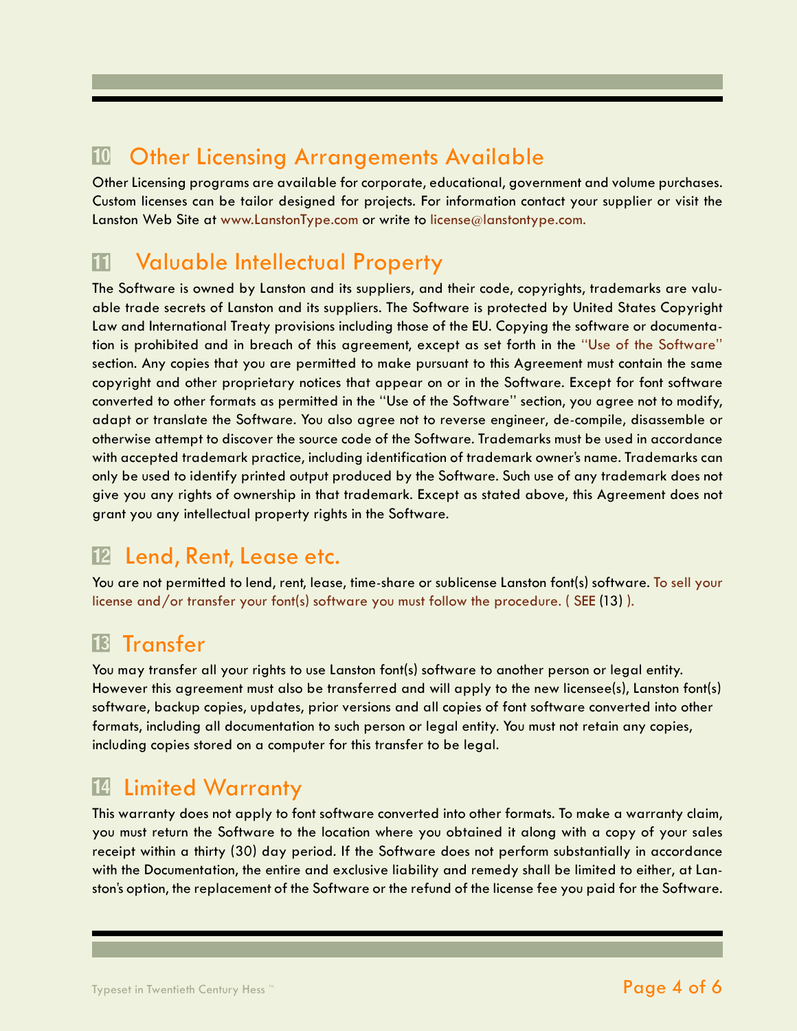## 10 Other Licensing Arrangements Available

Other Licensing programs are available for corporate, educational, government and volume purchases. Custom licenses can be tailor designed for projects. For information contact your supplier or visit the Lanston Web Site at www.LanstonType.com or write to license@lanstontype.com.

## 11 Valuable Intellectual Property

The Software is owned by Lanston and its suppliers, and their code, copyrights, trademarks are valuable trade secrets of Lanston and its suppliers. The Software is protected by United States Copyright Law and International Treaty provisions including those of the EU. Copying the software or documentation is prohibited and in breach of this agreement, except as set forth in the "Use of the Software" section. Any copies that you are permitted to make pursuant to this Agreement must contain the same copyright and other proprietary notices that appear on or in the Software. Except for font software converted to other formats as permitted in the "Use of the Software" section, you agree not to modify, adapt or translate the Software. You also agree not to reverse engineer, de-compile, disassemble or otherwise attempt to discover the source code of the Software. Trademarks must be used in accordance with accepted trademark practice, including identification of trademark owner's name. Trademarks can only be used to identify printed output produced by the Software. Such use of any trademark does not give you any rights of ownership in that trademark. Except as stated above, this Agreement does not grant you any intellectual property rights in the Software.

## 12 Lend, Rent, Lease etc.

You are not permitted to lend, rent, lease, time-share or sublicense Lanston font(s) software. To sell your license and/or transfer your font(s) software you must follow the procedure. ( SEE (13) ).

## 13 Transfer

You may transfer all your rights to use Lanston font(s) software to another person or legal entity. However this agreement must also be transferred and will apply to the new licensee(s), Lanston font(s) software, backup copies, updates, prior versions and all copies of font software converted into other formats, including all documentation to such person or legal entity. You must not retain any copies, including copies stored on a computer for this transfer to be legal.

## 14 Limited Warranty

This warranty does not apply to font software converted into other formats. To make a warranty claim, you must return the Software to the location where you obtained it along with a copy of your sales receipt within a thirty (30) day period. If the Software does not perform substantially in accordance with the Documentation, the entire and exclusive liability and remedy shall be limited to either, at Lanston's option, the replacement of the Software or the refund of the license fee you paid for the Software.

Typeset in Twentieth Century Hess ™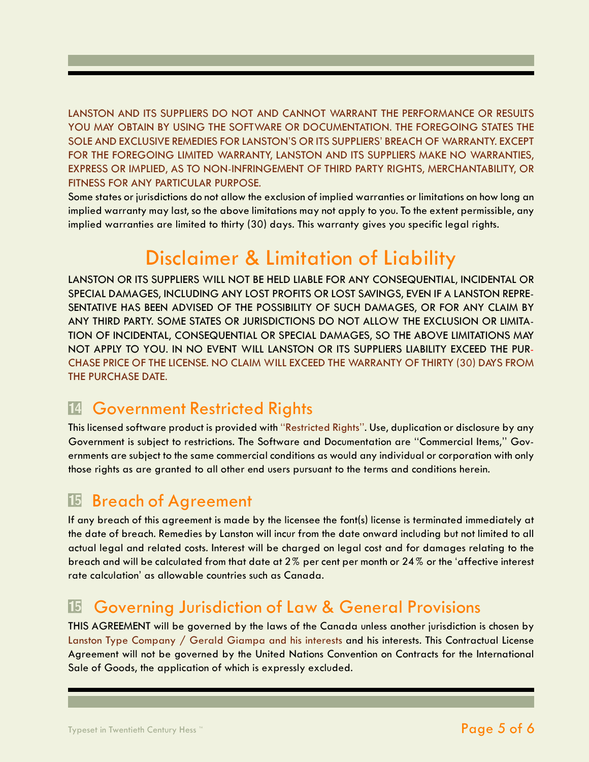LANSTON AND ITS SUPPLIERS DO NOT AND CANNOT WARRANT THE PERFORMANCE OR RESULTS YOU MAY OBTAIN BY USING THE SOFTWARE OR DOCUMENTATION. THE FOREGOING STATES THE SOLE AND EXCLUSIVE REMEDIES FOR LANSTON'S OR ITS SUPPLIERS' BREACH OF WARRANTY. EXCEPT FOR THE FOREGOING LIMITED WARRANTY, LANSTON AND ITS SUPPLIERS MAKE NO WARRANTIES, EXPRESS OR IMPLIED, AS TO NON-INFRINGEMENT OF THIRD PARTY RIGHTS, MERCHANTABILITY, OR FITNESS FOR ANY PARTICULAR PURPOSE.

Some states or jurisdictions do not allow the exclusion of implied warranties or limitations on how long an implied warranty may last, so the above limitations may not apply to you. To the extent permissible, any implied warranties are limited to thirty (30) days. This warranty gives you specific legal rights.

## Disclaimer & Limitation of Liability

LANSTON OR ITS SUPPLIERS WILL NOT BE HELD LIABLE FOR ANY CONSEQUENTIAL, INCIDENTAL OR SPECIAL DAMAGES, INCLUDING ANY LOST PROFITS OR LOST SAVINGS, EVEN IF A LANSTON REPRESENTATIVE HAS BEEN ADVISED OF THE POSSIBILITY OF SUCH DAMAGES, OR FOR ANY CLAIM BY ANY THIRD PARTY. SOME STATES OR JURISDICTIONS DO NOT ALLOW THE EXCLUSION OR LIMITATION OF INCIDENTAL, CONSEQUENTIAL OR SPECIAL DAMAGES, SO THE ABOVE LIMITATIONS MAY NOT APPLY TO YOU. IN NO EVENT WILL LANSTON OR ITS SUPPLIERS LIABILITY EXCEED THE PURCHASE PRICE OF THE LICENSE. NO CLAIM WILL EXCEED THE WARRANTY OF THIRTY (30) DAYS FROM THE PURCHASE DATE.

## 14 Government Restricted Rights

This licensed software product is provided with "Restricted Rights". Use, duplication or disclosure by any Government is subject to restrictions. The Software and Documentation are "Commercial Items," Governments are subject to the same commercial conditions as would any individual or corporation with only those rights as are granted to all other end users pursuant to the terms and conditions herein.

## 15 Breach of Agreement

If any breach of this agreement is made by the licensee the font(s) license is terminated immediately at the date of breach. Remedies by Lanston will incur from the date onward including but not limited to all actual legal and related costs. Interest will be charged on legal cost and for damages relating to the breach and will be calculated from that date at 2% per cent per month or 24% or the 'affective interest rate calculation' as allowable countries such as Canada.

## 15 Governing Jurisdiction of Law & General Provisions

THIS AGREEMENT will be governed by the laws of the Canada unless another jurisdiction is chosen by Lanston Type Company / Gerald Giampa and his interests and his interests. This Contractual License Agreement will not be governed by the United Nations Convention on Contracts for the International Sale of Goods, the application of which is expressly excluded.

Typeset in Twentieth Century Hess ™